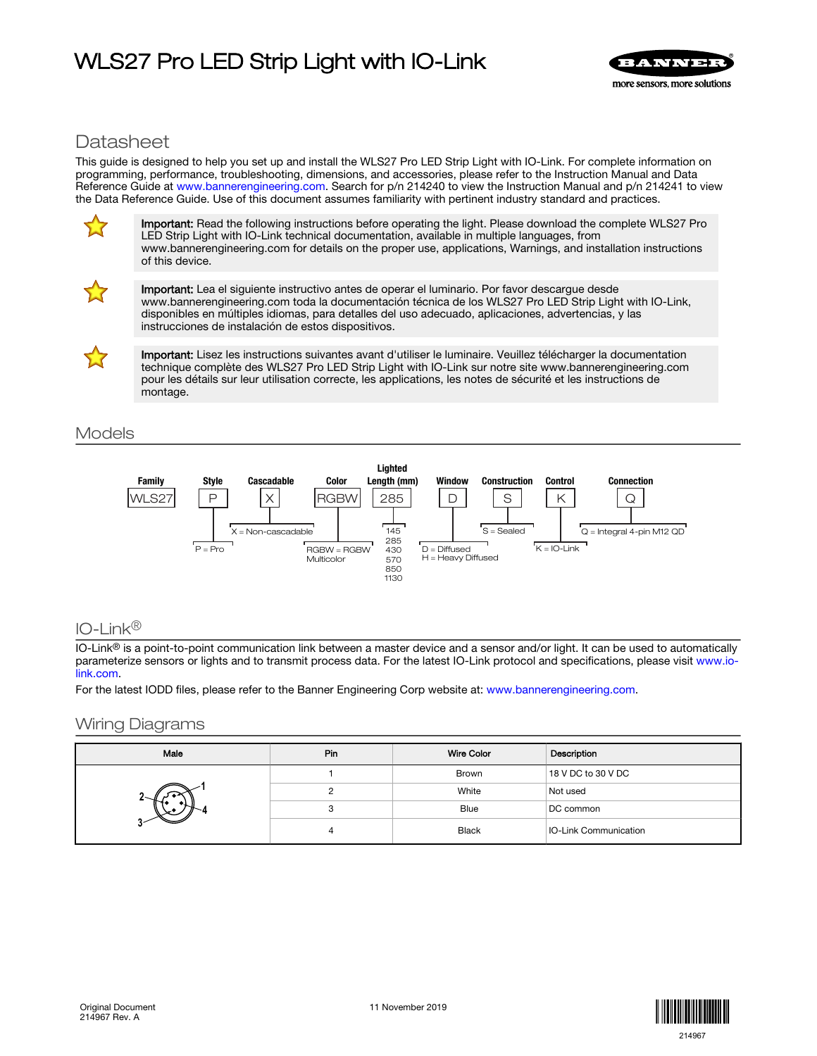# WLS27 Pro LED Strip Light with IO-Link

## Datasheet

This guide is designed to help you set up and install the WLS27 Pro LED Strip Light with IO-Link. For complete information on programming, performance, troubleshooting, dimensions, and accessories, please refer to the Instruction Manual and Data Reference Guide at www.bannerengineering.com. Search for p/n 214240 to view the Instruction Manual and p/n 214241 to view the Data Reference Guide. Use of this document assumes familiarity with pertinent industry standard and practices.

**Important:** Read the following instructions before operating the light. Please download the complete WLS27 Pro LED Strip Light with IO-Link technical documentation, available in multiple languages, from www.bannerengineering.com for details on the proper use, applications, Warnings, and installation instructions of this device.

**Important:** Lea el siguiente instructivo antes de operar el luminario. Por favor descargue desde www.bannerengineering.com toda la documentación técnica de los WLS27 Pro LED Strip Light with IO-Link, disponibles en múltiples idiomas, para detalles del uso adecuado, aplicaciones, advertencias, y las instrucciones de instalación de estos dispositivos.

**Important:** Lisez les instructions suivantes avant d'utiliser le luminaire. Veuillez télécharger la documentation technique complète des WLS27 Pro LED Strip Light with IO-Link sur notre site www.bannerengineering.com pour les détails sur leur utilisation correcte, les applications, les notes de sécurité et les instructions de montage.

## Models

| Family | Style | Cascadable | Color | Lighted Length (mm) | Window | Construction | Control | Connection |
|---|---|---|---|---|---|---|---|---|
| WLS27 | P | X | RGBW | 285 | D | S | K | Q |
| | P = Pro | X = Non-cascadable | RGBW = RGBW Multicolor | 145, 285, 430, 570, 850, 1130 | D = Diffused, H = Heavy Diffused | S = Sealed | K = IO-Link | Q = Integral 4-pin M12 QD |

## IO-Link®

IO-Link® is a point-to-point communication link between a master device and a sensor and/or light. It can be used to automatically parameterize sensors or lights and to transmit process data. For the latest IO-Link protocol and specifications, please visit www.io-link.com.

For the latest IODD files, please refer to the Banner Engineering Corp website at: www.bannerengineering.com.

## Wiring Diagrams

| Male | Pin | Wire Color | Description |
|---|---|---|---|
| | 1 | Brown | 18 V DC to 30 V DC |
| | 2 | White | Not used |
| | 3 | Blue | DC common |
| | 4 | Black | IO-Link Communication |

Original Document
214967 Rev. A

11 November 2019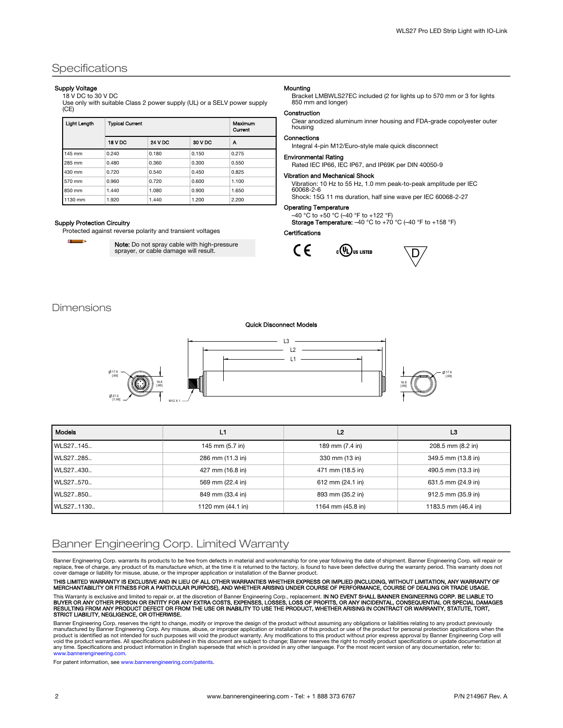## Specifications

**Supply Voltage**

18 V DC to 30 V DC

Use only with suitable Class 2 power supply (UL) or a SELV power supply (CE)

| Light Length | Typical Current | | | Maximum Current |
|---|---|---|---|---|
| | 18 V DC | 24 V DC | 30 V DC | A |
| 145 mm | 0.240 | 0.180 | 0.150 | 0.275 |
| 285 mm | 0.480 | 0.360 | 0.300 | 0.550 |
| 430 mm | 0.720 | 0.540 | 0.450 | 0.825 |
| 570 mm | 0.960 | 0.720 | 0.600 | 1.100 |
| 850 mm | 1.440 | 1.080 | 0.900 | 1.650 |
| 1130 mm | 1.920 | 1.440 | 1.200 | 2.200 |

**Supply Protection Circuitry**

Protected against reverse polarity and transient voltages

**Note:** Do not spray cable with high-pressure sprayer, or cable damage will result.

**Mounting**

Bracket LMBWLS27EC included (2 for lights up to 570 mm or 3 for lights 850 mm and longer)

**Construction**

Clear anodized aluminum inner housing and FDA-grade copolyester outer housing

**Connections**

Integral 4-pin M12/Euro-style male quick disconnect

**Environmental Rating**

Rated IEC IP66, IEC IP67, and IP69K per DIN 40050-9

**Vibration and Mechanical Shock**

Vibration: 10 Hz to 55 Hz, 1.0 mm peak-to-peak amplitude per IEC 60068-2-6

Shock: 15G 11 ms duration, half sine wave per IEC 60068-2-27

**Operating Temperature**

–40 °C to +50 °C (–40 °F to +122 °F)

**Storage Temperature:** –40 °C to +70 °C (–40 °F to +158 °F)

**Certifications**

CE c UL US LISTED D

## Dimensions

**Quick Disconnect Models**

Ø 17.6 [.69] Ø 27.0 [1.06] 16.8 [.66] M12 X 1 L1 L2 L3

| Models | L1 | L2 | L3 |
|---|---|---|---|
| WLS27..145.. | 145 mm (5.7 in) | 189 mm (7.4 in) | 208.5 mm (8.2 in) |
| WLS27..285.. | 286 mm (11.3 in) | 330 mm (13 in) | 349.5 mm (13.8 in) |
| WLS27..430.. | 427 mm (16.8 in) | 471 mm (18.5 in) | 490.5 mm (13.3 in) |
| WLS27..570.. | 569 mm (22.4 in) | 612 mm (24.1 in) | 631.5 mm (24.9 in) |
| WLS27..850.. | 849 mm (33.4 in) | 893 mm (35.2 in) | 912.5 mm (35.9 in) |
| WLS27..1130.. | 1120 mm (44.1 in) | 1164 mm (45.8 in) | 1183.5 mm (46.4 in) |

## Banner Engineering Corp. Limited Warranty

Banner Engineering Corp. warrants its products to be free from defects in material and workmanship for one year following the date of shipment. Banner Engineering Corp. will repair or replace, free of charge, any product of its manufacture which, at the time it is returned to the factory, is found to have been defective during the warranty period. This warranty does not cover damage or liability for misuse, abuse, or the improper application or installation of the Banner product.

**THIS LIMITED WARRANTY IS EXCLUSIVE AND IN LIEU OF ALL OTHER WARRANTIES WHETHER EXPRESS OR IMPLIED (INCLUDING, WITHOUT LIMITATION, ANY WARRANTY OF MERCHANTABILITY OR FITNESS FOR A PARTICULAR PURPOSE), AND WHETHER ARISING UNDER COURSE OF PERFORMANCE, COURSE OF DEALING OR TRADE USAGE.**

This Warranty is exclusive and limited to repair or, at the discretion of Banner Engineering Corp., replacement. **IN NO EVENT SHALL BANNER ENGINEERING CORP. BE LIABLE TO BUYER OR ANY OTHER PERSON OR ENTITY FOR ANY EXTRA COSTS, EXPENSES, LOSSES, LOSS OF PROFITS, OR ANY INCIDENTAL, CONSEQUENTIAL OR SPECIAL DAMAGES RESULTING FROM ANY PRODUCT DEFECT OR FROM THE USE OR INABILITY TO USE THE PRODUCT, WHETHER ARISING IN CONTRACT OR WARRANTY, STATUTE, TORT, STRICT LIABILITY, NEGLIGENCE, OR OTHERWISE.**

Banner Engineering Corp. reserves the right to change, modify or improve the design of the product without assuming any obligations or liabilities relating to any product previously manufactured by Banner Engineering Corp. Any misuse, abuse, or improper application or installation of this product or use of the product for personal protection applications when the product is identified as not intended for such purposes will void the product warranty. Any modifications to this product without prior express approval by Banner Engineering Corp will void the product warranties. All specifications published in this document are subject to change; Banner reserves the right to modify product specifications or update documentation at any time. Specifications and product information in English supersede that which is provided in any other language. For the most recent version of any documentation, refer to: www.bannerengineering.com.

For patent information, see www.bannerengineering.com/patents.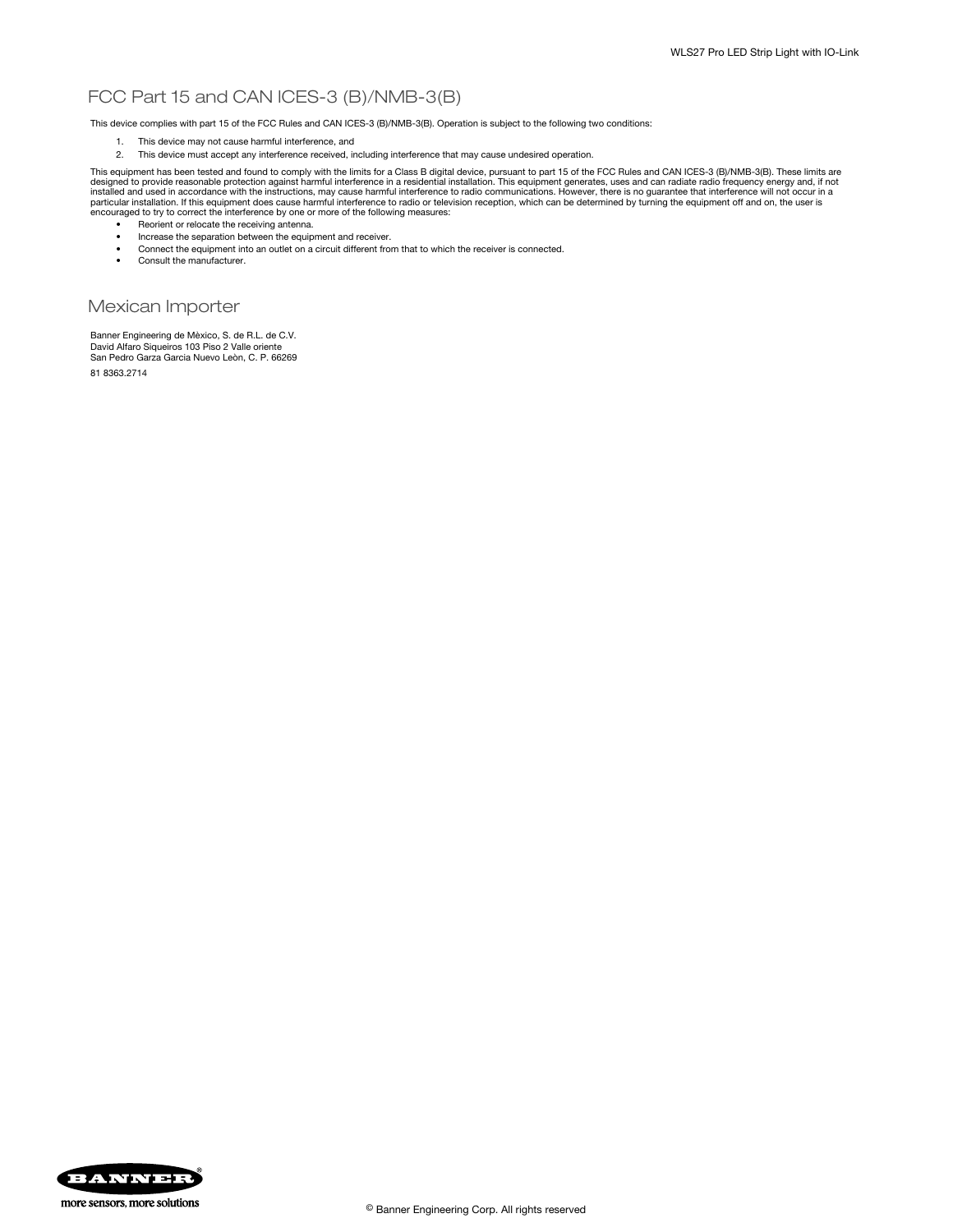## FCC Part 15 and CAN ICES-3 (B)/NMB-3(B)

This device complies with part 15 of the FCC Rules and CAN ICES-3 (B)/NMB-3(B). Operation is subject to the following two conditions:

1. This device may not cause harmful interference, and
2. This device must accept any interference received, including interference that may cause undesired operation.

This equipment has been tested and found to comply with the limits for a Class B digital device, pursuant to part 15 of the FCC Rules and CAN ICES-3 (B)/NMB-3(B). These limits are designed to provide reasonable protection against harmful interference in a residential installation. This equipment generates, uses and can radiate radio frequency energy and, if not installed and used in accordance with the instructions, may cause harmful interference to radio communications. However, there is no guarantee that interference will not occur in a particular installation. If this equipment does cause harmful interference to radio or television reception, which can be determined by turning the equipment off and on, the user is encouraged to try to correct the interference by one or more of the following measures:

- Reorient or relocate the receiving antenna.
- Increase the separation between the equipment and receiver.
- Connect the equipment into an outlet on a circuit different from that to which the receiver is connected.
- Consult the manufacturer.

## Mexican Importer

Banner Engineering de Mèxico, S. de R.L. de C.V.
David Alfaro Siqueiros 103 Piso 2 Valle oriente
San Pedro Garza Garcia Nuevo Leòn, C. P. 66269

81 8363.2714

© Banner Engineering Corp. All rights reserved